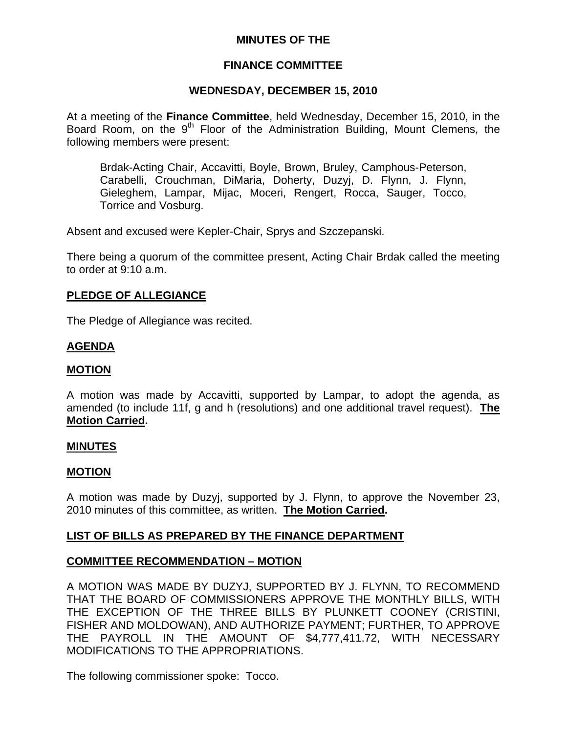# MINUTES OF THE

# FINANCE COMMITTEE

## WEDNESDAY, DECEMBER 15, 2010

At a meeting of the **Finance Committee**, held Wednesday, December 15, 2010, in the Board Room, on the 9th Floor of the Administration Building, Mount Clemens, the following members were present:

> Brdak-Acting Chair, Accavitti, Boyle, Brown, Bruley, Camphous-Peterson, Carabelli, Crouchman, DiMaria, Doherty, Duzyj, D. Flynn, J. Flynn, Gieleghem, Lampar, Mijac, Moceri, Rengert, Rocca, Sauger, Tocco, Torrice and Vosburg.

Absent and excused were Kepler-Chair, Sprys and Szczepanski.

There being a quorum of the committee present, Acting Chair Brdak called the meeting to order at 9:10 a.m.

**PLEDGE OF ALLEGIANCE**

The Pledge of Allegiance was recited.

**AGENDA**

**MOTION**

A motion was made by Accavitti, supported by Lampar, to adopt the agenda, as amended (to include 11f, g and h (resolutions) and one additional travel request). **The Motion Carried.**

**MINUTES**

**MOTION**

A motion was made by Duzyj, supported by J. Flynn, to approve the November 23, 2010 minutes of this committee, as written. **The Motion Carried.**

**LIST OF BILLS AS PREPARED BY THE FINANCE DEPARTMENT**

**COMMITTEE RECOMMENDATION – MOTION**

A MOTION WAS MADE BY DUZYJ, SUPPORTED BY J. FLYNN, TO RECOMMEND THAT THE BOARD OF COMMISSIONERS APPROVE THE MONTHLY BILLS, WITH THE EXCEPTION OF THE THREE BILLS BY PLUNKETT COONEY (CRISTINI, FISHER AND MOLDOWAN), AND AUTHORIZE PAYMENT; FURTHER, TO APPROVE THE PAYROLL IN THE AMOUNT OF $4,777,411.72, WITH NECESSARY MODIFICATIONS TO THE APPROPRIATIONS.

The following commissioner spoke: Tocco.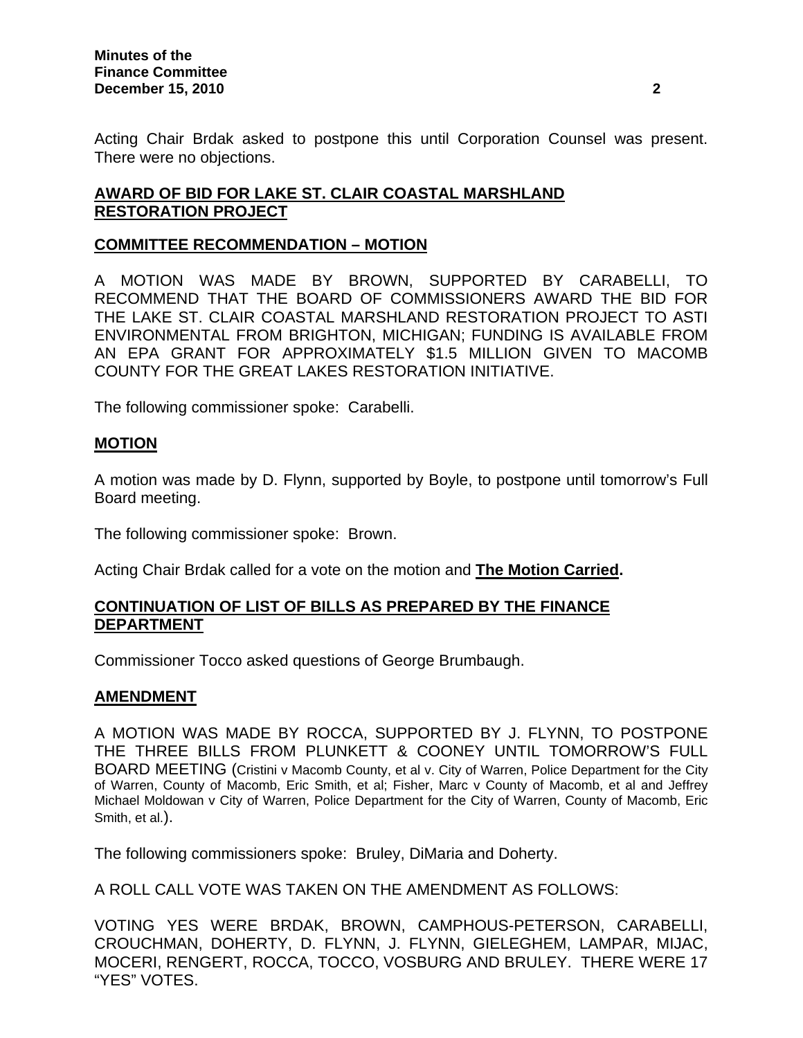Acting Chair Brdak asked to postpone this until Corporation Counsel was present. There were no objections.

**AWARD OF BID FOR LAKE ST. CLAIR COASTAL MARSHLAND RESTORATION PROJECT**

**COMMITTEE RECOMMENDATION – MOTION**

A MOTION WAS MADE BY BROWN, SUPPORTED BY CARABELLI, TO RECOMMEND THAT THE BOARD OF COMMISSIONERS AWARD THE BID FOR THE LAKE ST. CLAIR COASTAL MARSHLAND RESTORATION PROJECT TO ASTI ENVIRONMENTAL FROM BRIGHTON, MICHIGAN; FUNDING IS AVAILABLE FROM AN EPA GRANT FOR APPROXIMATELY $1.5 MILLION GIVEN TO MACOMB COUNTY FOR THE GREAT LAKES RESTORATION INITIATIVE.

The following commissioner spoke: Carabelli.

**MOTION**

A motion was made by D. Flynn, supported by Boyle, to postpone until tomorrow's Full Board meeting.

The following commissioner spoke: Brown.

Acting Chair Brdak called for a vote on the motion and **The Motion Carried.**

**CONTINUATION OF LIST OF BILLS AS PREPARED BY THE FINANCE DEPARTMENT**

Commissioner Tocco asked questions of George Brumbaugh.

**AMENDMENT**

A MOTION WAS MADE BY ROCCA, SUPPORTED BY J. FLYNN, TO POSTPONE THE THREE BILLS FROM PLUNKETT & COONEY UNTIL TOMORROW'S FULL BOARD MEETING (Cristini v Macomb County, et al v. City of Warren, Police Department for the City of Warren, County of Macomb, Eric Smith, et al; Fisher, Marc v County of Macomb, et al and Jeffrey Michael Moldowan v City of Warren, Police Department for the City of Warren, County of Macomb, Eric Smith, et al.).

The following commissioners spoke: Bruley, DiMaria and Doherty.

A ROLL CALL VOTE WAS TAKEN ON THE AMENDMENT AS FOLLOWS:

VOTING YES WERE BRDAK, BROWN, CAMPHOUS-PETERSON, CARABELLI, CROUCHMAN, DOHERTY, D. FLYNN, J. FLYNN, GIELEGHEM, LAMPAR, MIJAC, MOCERI, RENGERT, ROCCA, TOCCO, VOSBURG AND BRULEY. THERE WERE 17 "YES" VOTES.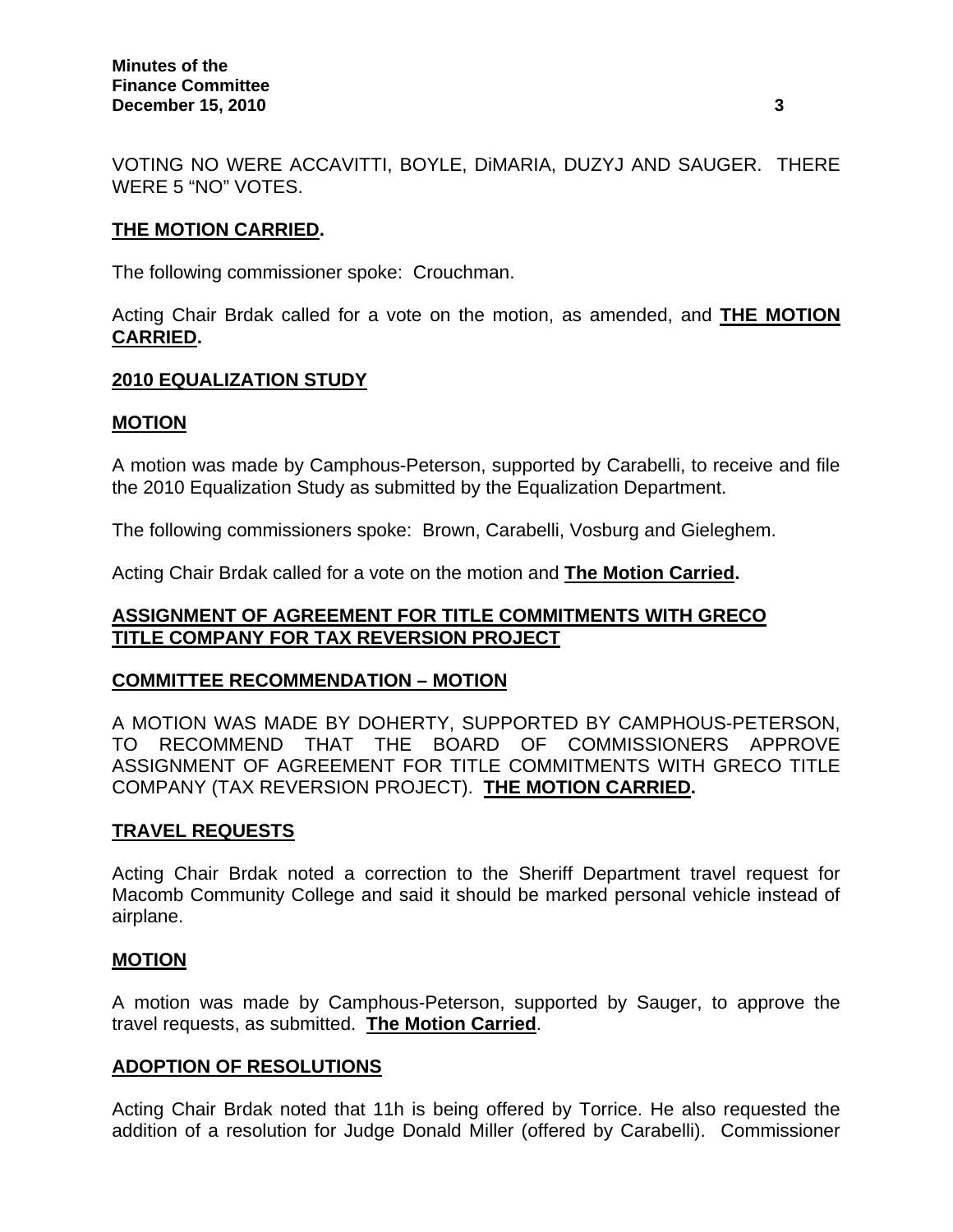VOTING NO WERE ACCAVITTI, BOYLE, DiMARIA, DUZYJ AND SAUGER. THERE WERE 5 "NO" VOTES.

**THE MOTION CARRIED.**

The following commissioner spoke: Crouchman.

Acting Chair Brdak called for a vote on the motion, as amended, and **THE MOTION CARRIED.**

**2010 EQUALIZATION STUDY**

**MOTION**

A motion was made by Camphous-Peterson, supported by Carabelli, to receive and file the 2010 Equalization Study as submitted by the Equalization Department.

The following commissioners spoke: Brown, Carabelli, Vosburg and Gieleghem.

Acting Chair Brdak called for a vote on the motion and **The Motion Carried.**

**ASSIGNMENT OF AGREEMENT FOR TITLE COMMITMENTS WITH GRECO TITLE COMPANY FOR TAX REVERSION PROJECT**

**COMMITTEE RECOMMENDATION – MOTION**

A MOTION WAS MADE BY DOHERTY, SUPPORTED BY CAMPHOUS-PETERSON, TO RECOMMEND THAT THE BOARD OF COMMISSIONERS APPROVE ASSIGNMENT OF AGREEMENT FOR TITLE COMMITMENTS WITH GRECO TITLE COMPANY (TAX REVERSION PROJECT). **THE MOTION CARRIED.**

**TRAVEL REQUESTS**

Acting Chair Brdak noted a correction to the Sheriff Department travel request for Macomb Community College and said it should be marked personal vehicle instead of airplane.

**MOTION**

A motion was made by Camphous-Peterson, supported by Sauger, to approve the travel requests, as submitted. **The Motion Carried**.

**ADOPTION OF RESOLUTIONS**

Acting Chair Brdak noted that 11h is being offered by Torrice. He also requested the addition of a resolution for Judge Donald Miller (offered by Carabelli). Commissioner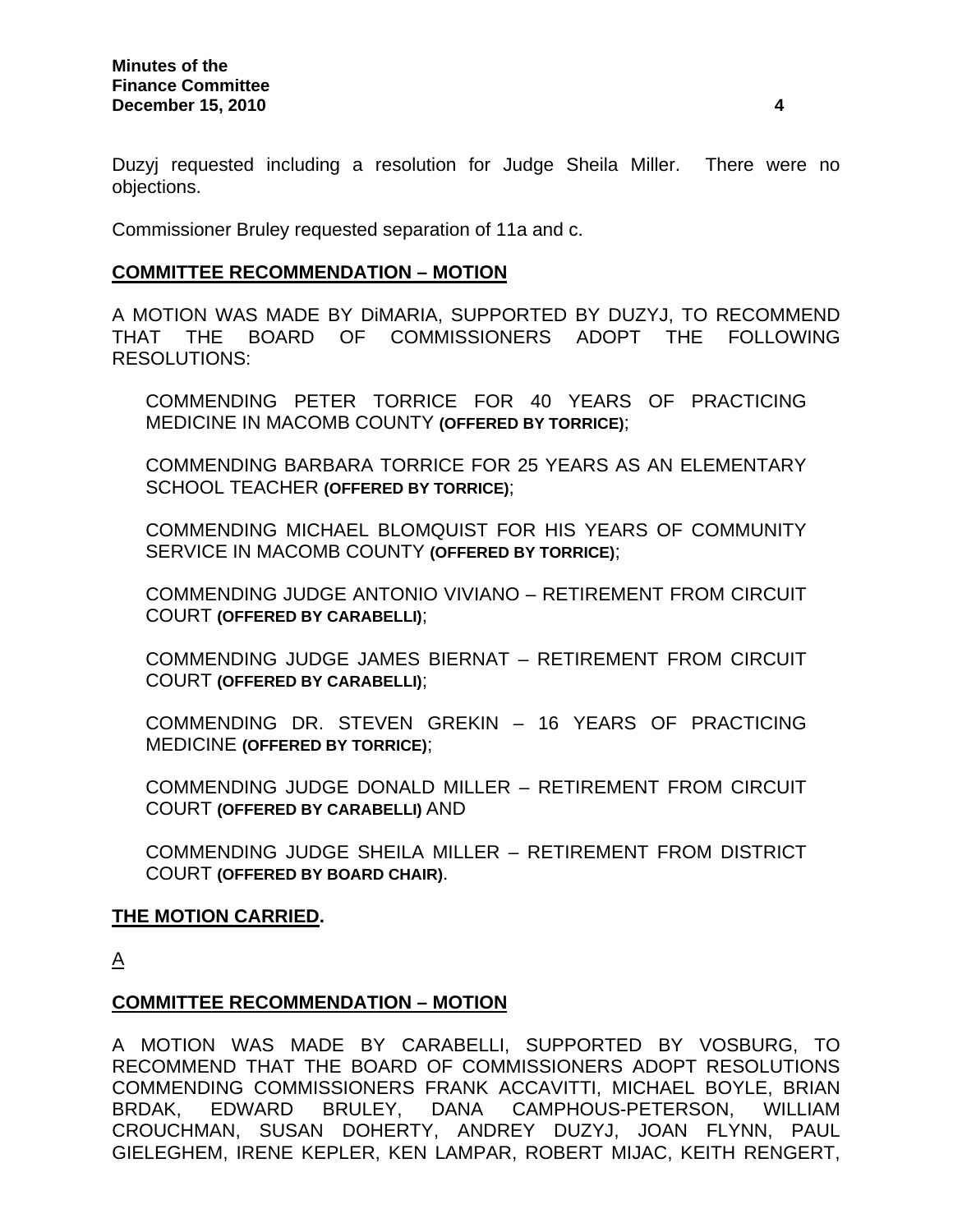Duzyj requested including a resolution for Judge Sheila Miller. There were no objections.

Commissioner Bruley requested separation of 11a and c.

**COMMITTEE RECOMMENDATION – MOTION**

A MOTION WAS MADE BY DiMARIA, SUPPORTED BY DUZYJ, TO RECOMMEND THAT THE BOARD OF COMMISSIONERS ADOPT THE FOLLOWING RESOLUTIONS:

> COMMENDING PETER TORRICE FOR 40 YEARS OF PRACTICING MEDICINE IN MACOMB COUNTY **(OFFERED BY TORRICE)**;
>
> COMMENDING BARBARA TORRICE FOR 25 YEARS AS AN ELEMENTARY SCHOOL TEACHER **(OFFERED BY TORRICE)**;
>
> COMMENDING MICHAEL BLOMQUIST FOR HIS YEARS OF COMMUNITY SERVICE IN MACOMB COUNTY **(OFFERED BY TORRICE)**;
>
> COMMENDING JUDGE ANTONIO VIVIANO – RETIREMENT FROM CIRCUIT COURT **(OFFERED BY CARABELLI)**;
>
> COMMENDING JUDGE JAMES BIERNAT – RETIREMENT FROM CIRCUIT COURT **(OFFERED BY CARABELLI)**;
>
> COMMENDING DR. STEVEN GREKIN – 16 YEARS OF PRACTICING MEDICINE **(OFFERED BY TORRICE)**;
>
> COMMENDING JUDGE DONALD MILLER – RETIREMENT FROM CIRCUIT COURT **(OFFERED BY CARABELLI)** AND
>
> COMMENDING JUDGE SHEILA MILLER – RETIREMENT FROM DISTRICT COURT **(OFFERED BY BOARD CHAIR)**.

**THE MOTION CARRIED.**

A

**COMMITTEE RECOMMENDATION – MOTION**

A MOTION WAS MADE BY CARABELLI, SUPPORTED BY VOSBURG, TO RECOMMEND THAT THE BOARD OF COMMISSIONERS ADOPT RESOLUTIONS COMMENDING COMMISSIONERS FRANK ACCAVITTI, MICHAEL BOYLE, BRIAN BRDAK, EDWARD BRULEY, DANA CAMPHOUS-PETERSON, WILLIAM CROUCHMAN, SUSAN DOHERTY, ANDREY DUZYJ, JOAN FLYNN, PAUL GIELEGHEM, IRENE KEPLER, KEN LAMPAR, ROBERT MIJAC, KEITH RENGERT,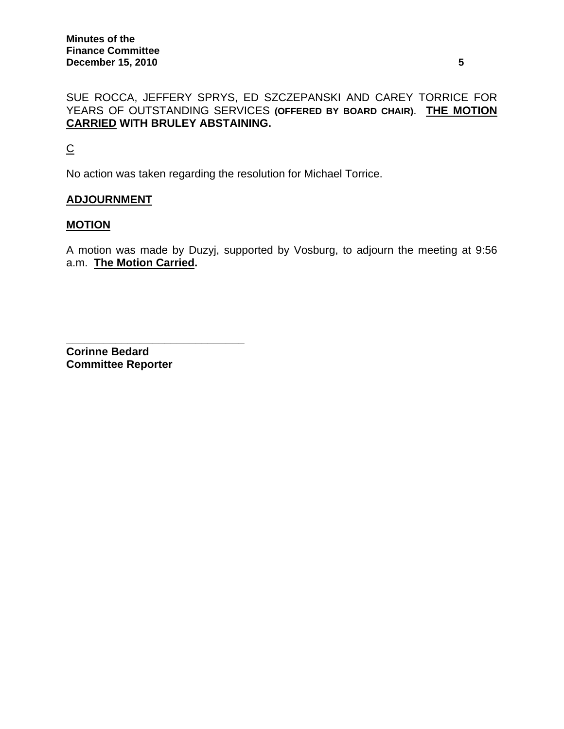SUE ROCCA, JEFFERY SPRYS, ED SZCZEPANSKI AND CAREY TORRICE FOR YEARS OF OUTSTANDING SERVICES **(OFFERED BY BOARD CHAIR)**. **<u>THE MOTION CARRIED</u> WITH BRULEY ABSTAINING.**

<u>C</u>

No action was taken regarding the resolution for Michael Torrice.

**<u>ADJOURNMENT</u>**

**<u>MOTION</u>**

A motion was made by Duzyj, supported by Vosburg, to adjourn the meeting at 9:56 a.m. **<u>The Motion Carried</u>.**

______________________________

**Corinne Bedard**
**Committee Reporter**